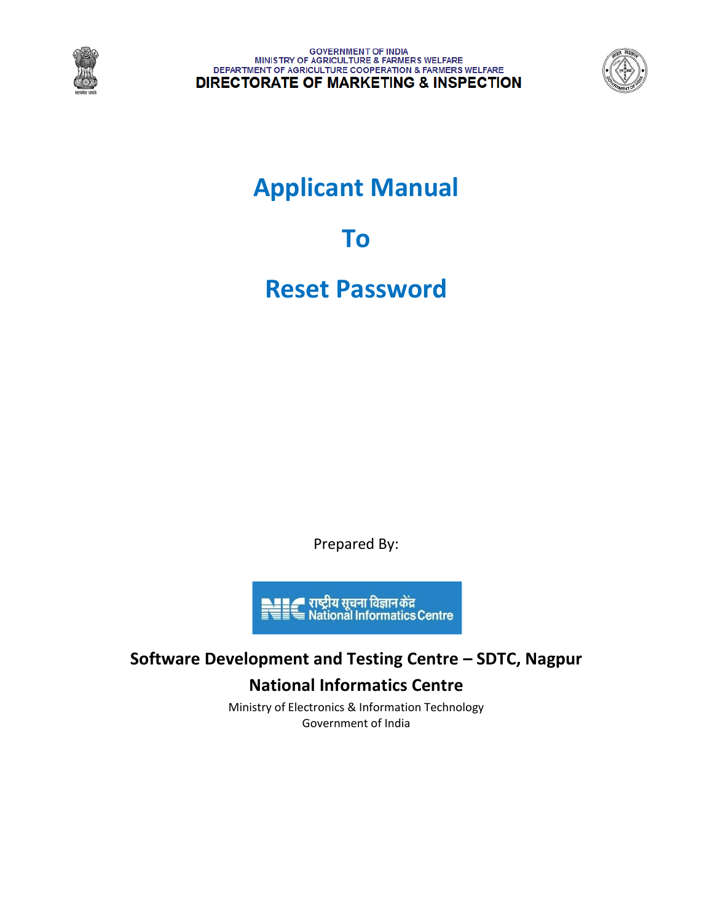GOVERNMENT OF INDIA
MINISTRY OF AGRICULTURE & FARMERS WELFARE
DEPARTMENT OF AGRICULTURE COOPERATION & FARMERS WELFARE
**DIRECTORATE OF MARKETING & INSPECTION**

# Applicant Manual

# To

# Reset Password

Prepared By:

NIC राष्ट्रीय सूचना विज्ञान केंद्र National Informatics Centre

**Software Development and Testing Centre – SDTC, Nagpur**

**National Informatics Centre**

Ministry of Electronics & Information Technology
Government of India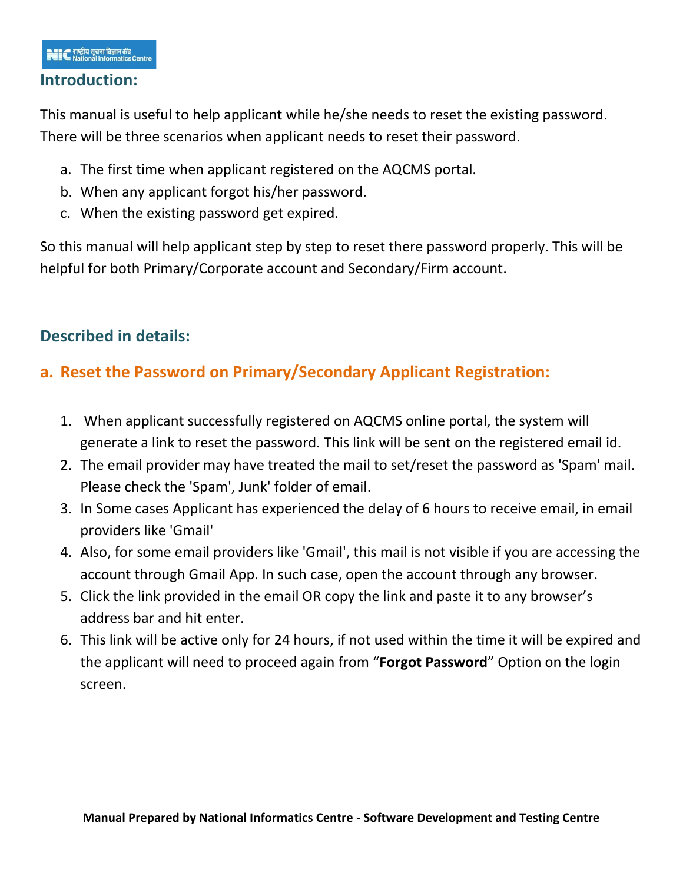## Introduction:

This manual is useful to help applicant while he/she needs to reset the existing password. There will be three scenarios when applicant needs to reset their password.

a. The first time when applicant registered on the AQCMS portal.
b. When any applicant forgot his/her password.
c. When the existing password get expired.

So this manual will help applicant step by step to reset there password properly. This will be helpful for both Primary/Corporate account and Secondary/Firm account.

## Described in details:

### a. Reset the Password on Primary/Secondary Applicant Registration:

1. When applicant successfully registered on AQCMS online portal, the system will generate a link to reset the password. This link will be sent on the registered email id.
2. The email provider may have treated the mail to set/reset the password as 'Spam' mail. Please check the 'Spam', Junk' folder of email.
3. In Some cases Applicant has experienced the delay of 6 hours to receive email, in email providers like 'Gmail'
4. Also, for some email providers like 'Gmail', this mail is not visible if you are accessing the account through Gmail App. In such case, open the account through any browser.
5. Click the link provided in the email OR copy the link and paste it to any browser's address bar and hit enter.
6. This link will be active only for 24 hours, if not used within the time it will be expired and the applicant will need to proceed again from "**Forgot Password**" Option on the login screen.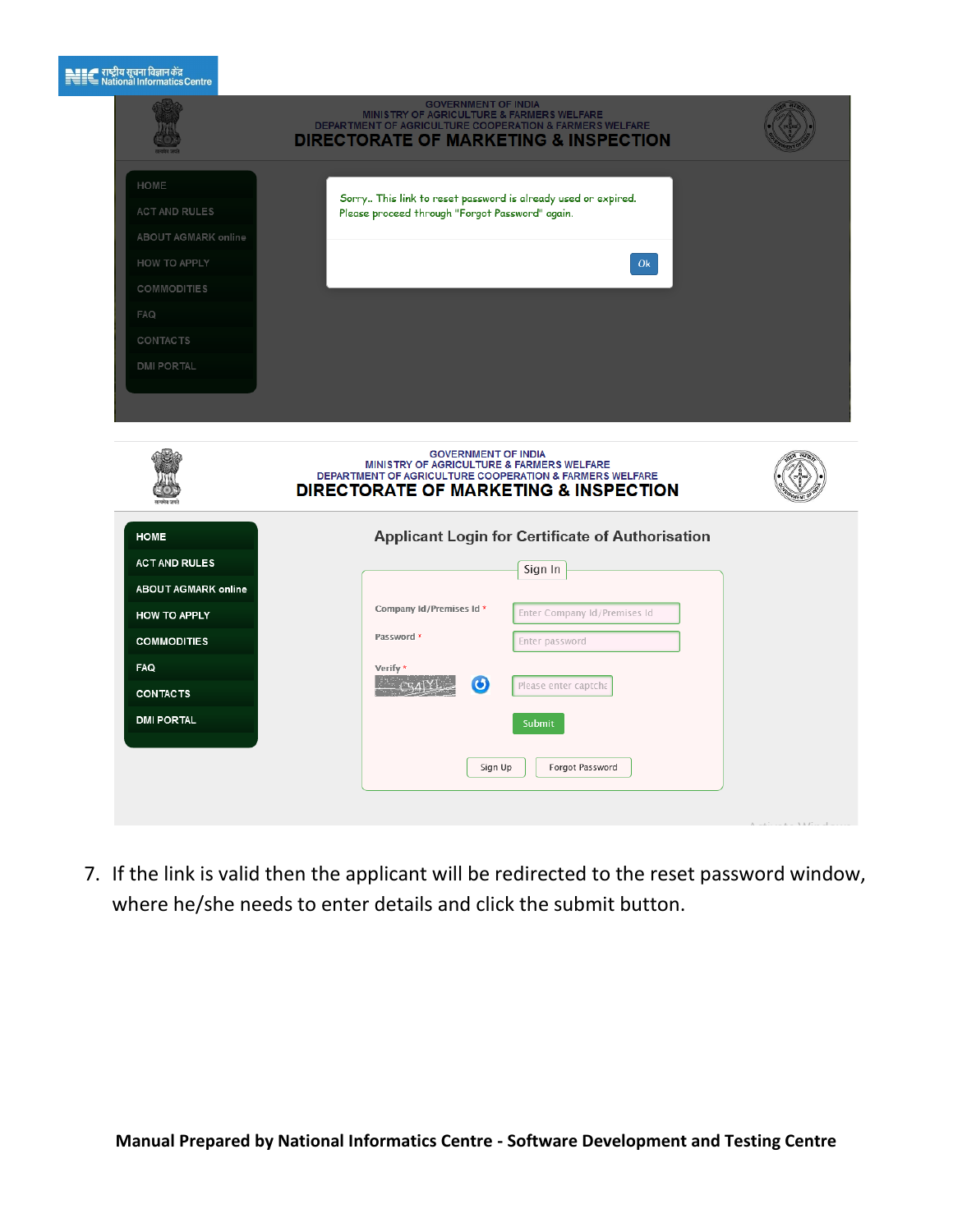GOVERNMENT OF INDIA
MINISTRY OF AGRICULTURE & FARMERS WELFARE
DEPARTMENT OF AGRICULTURE COOPERATION & FARMERS WELFARE
DIRECTORATE OF MARKETING & INSPECTION

- HOME
- ACT AND RULES
- ABOUT AGMARK online
- HOW TO APPLY
- COMMODITIES
- FAQ
- CONTACTS
- DMI PORTAL

Sorry.. This link to reset password is already used or expired.
Please proceed through "Forgot Password" again.

Ok

GOVERNMENT OF INDIA
MINISTRY OF AGRICULTURE & FARMERS WELFARE
DEPARTMENT OF AGRICULTURE COOPERATION & FARMERS WELFARE
DIRECTORATE OF MARKETING & INSPECTION

- HOME
- ACT AND RULES
- ABOUT AGMARK online
- HOW TO APPLY
- COMMODITIES
- FAQ
- CONTACTS
- DMI PORTAL

Applicant Login for Certificate of Authorisation

Sign In

Company Id/Premises Id * — Enter Company Id/Premises Id

Password * — Enter password

Verify * — Please enter captcha

Submit

Sign Up | Forgot Password

7. If the link is valid then the applicant will be redirected to the reset password window, where he/she needs to enter details and click the submit button.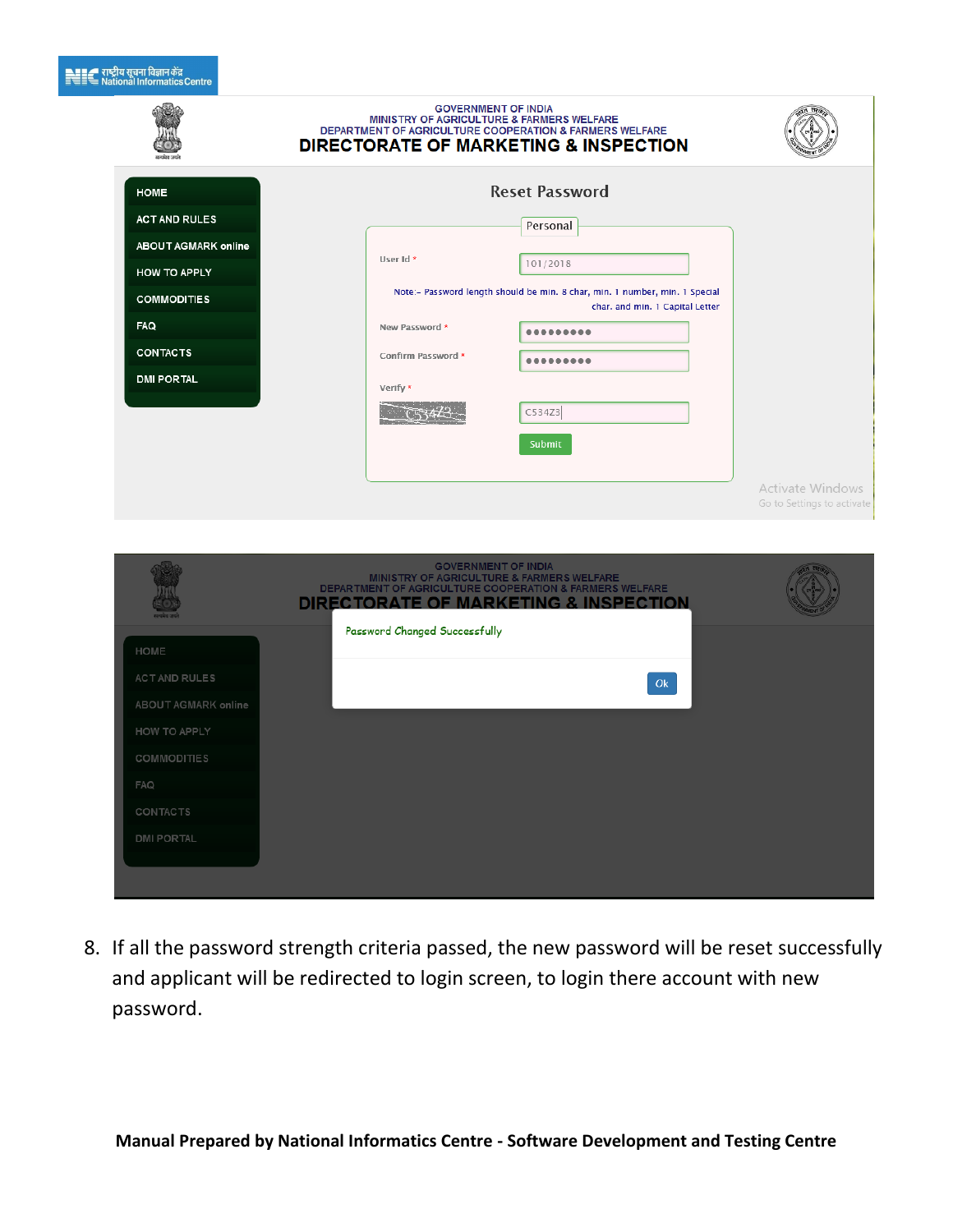8. If all the password strength criteria passed, the new password will be reset successfully and applicant will be redirected to login screen, to login there account with new password.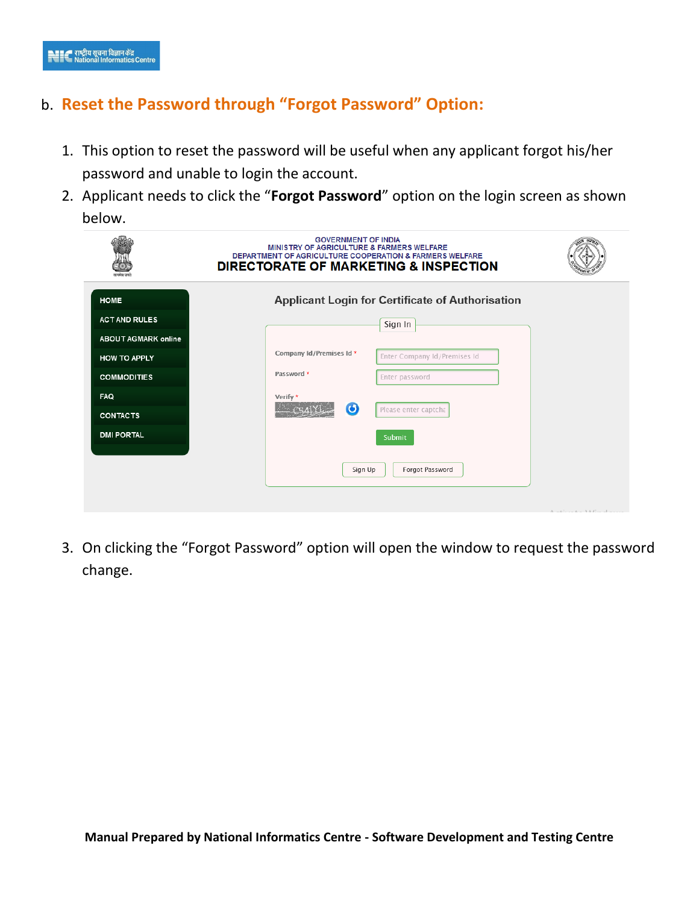b. **Reset the Password through "Forgot Password" Option:**

1. This option to reset the password will be useful when any applicant forgot his/her password and unable to login the account.
2. Applicant needs to click the "**Forgot Password**" option on the login screen as shown below.

3. On clicking the "Forgot Password" option will open the window to request the password change.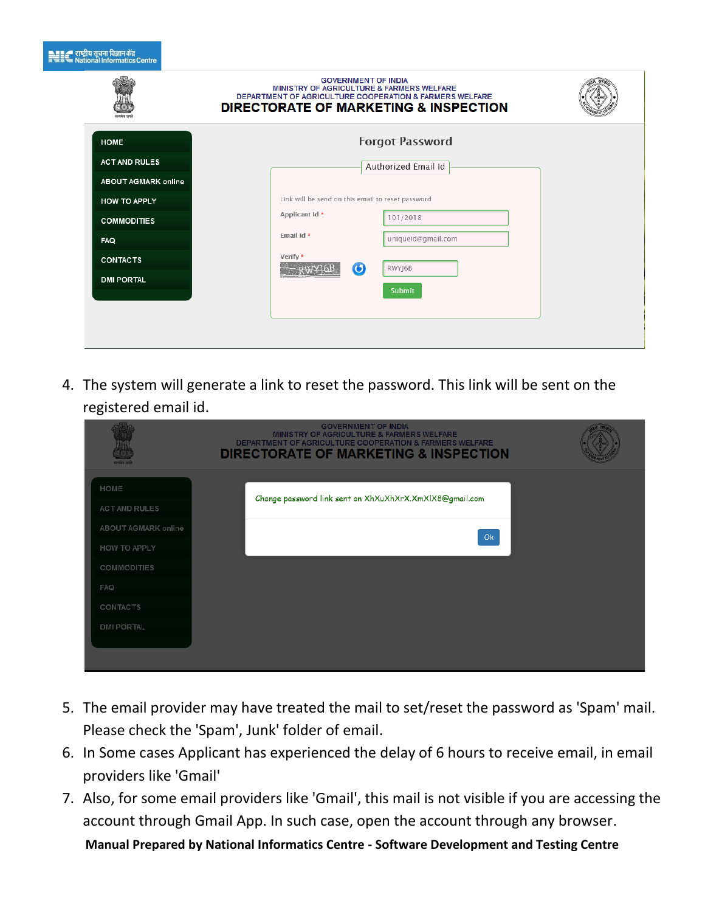4. The system will generate a link to reset the password. This link will be sent on the registered email id.

5. The email provider may have treated the mail to set/reset the password as 'Spam' mail. Please check the 'Spam', Junk' folder of email.
6. In Some cases Applicant has experienced the delay of 6 hours to receive email, in email providers like 'Gmail'
7. Also, for some email providers like 'Gmail', this mail is not visible if you are accessing the account through Gmail App. In such case, open the account through any browser.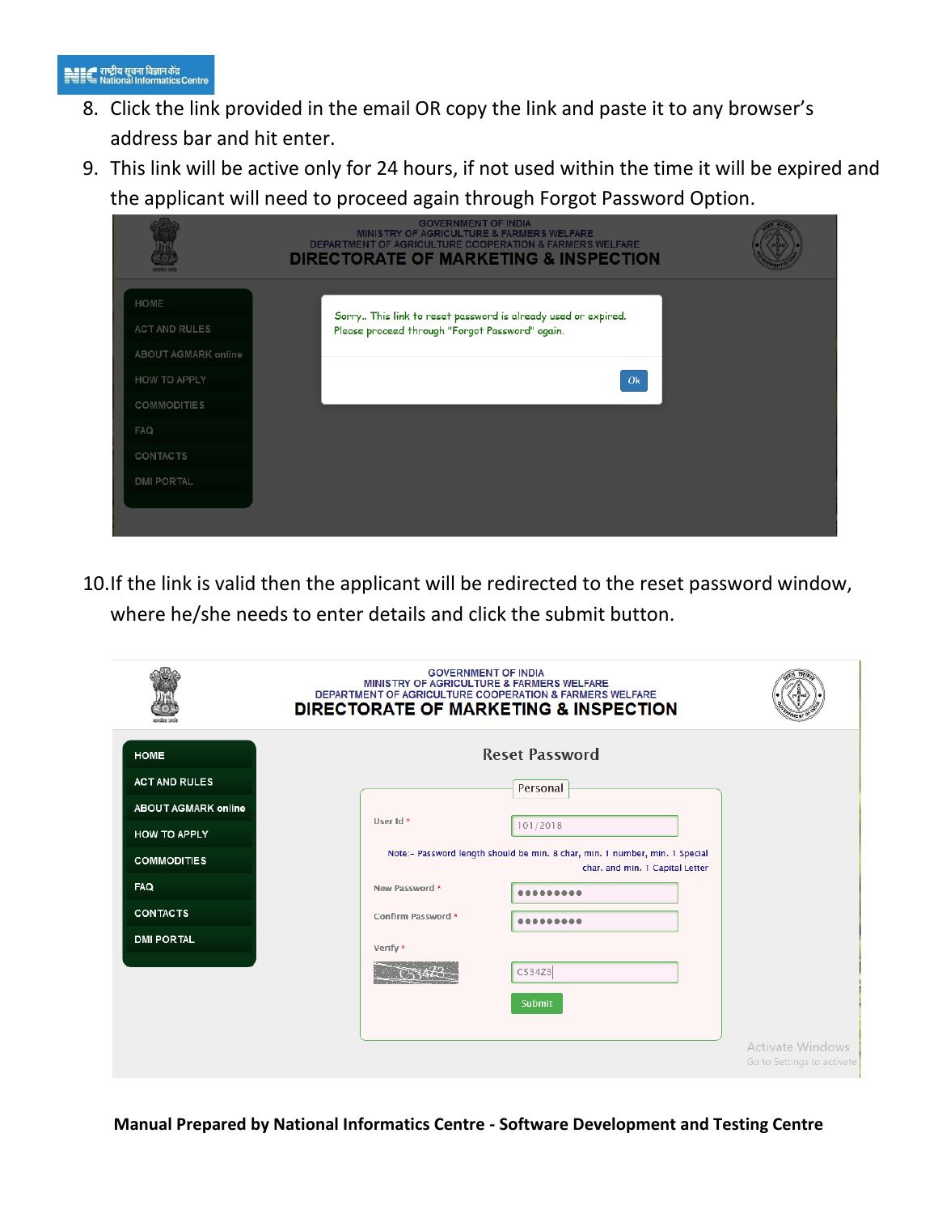8. Click the link provided in the email OR copy the link and paste it to any browser's address bar and hit enter.
9. This link will be active only for 24 hours, if not used within the time it will be expired and the applicant will need to proceed again through Forgot Password Option.

GOVERNMENT OF INDIA
MINISTRY OF AGRICULTURE & FARMERS WELFARE
DEPARTMENT OF AGRICULTURE COOPERATION & FARMERS WELFARE
DIRECTORATE OF MARKETING & INSPECTION

HOME
ACT AND RULES
ABOUT AGMARK online
HOW TO APPLY
COMMODITIES
FAQ
CONTACTS
DMI PORTAL

Sorry.. This link to reset password is already used or expired.
Please proceed through "Forgot Password" again.

Ok

10. If the link is valid then the applicant will be redirected to the reset password window, where he/she needs to enter details and click the submit button.

GOVERNMENT OF INDIA
MINISTRY OF AGRICULTURE & FARMERS WELFARE
DEPARTMENT OF AGRICULTURE COOPERATION & FARMERS WELFARE
DIRECTORATE OF MARKETING & INSPECTION

HOME
ACT AND RULES
ABOUT AGMARK online
HOW TO APPLY
COMMODITIES
FAQ
CONTACTS
DMI PORTAL

Reset Password

Personal

User Id * 101/2018

Note:- Password length should be min. 8 char, min. 1 number, min. 1 Special char. and min. 1 Capital Letter

New Password *

Confirm Password *

Verify * C534Z3

Submit

**Manual Prepared by National Informatics Centre - Software Development and Testing Centre**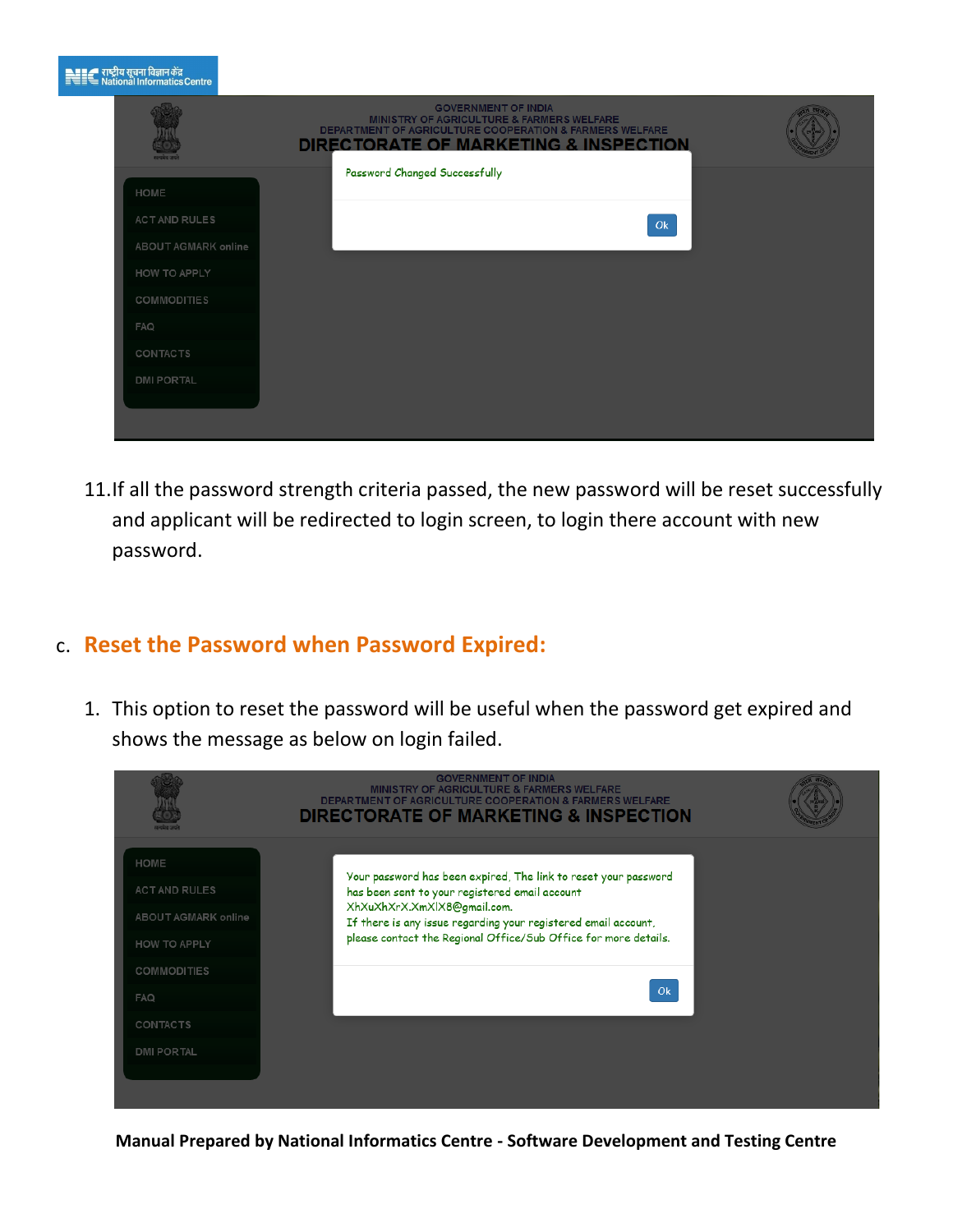11. If all the password strength criteria passed, the new password will be reset successfully and applicant will be redirected to login screen, to login there account with new password.

c. **Reset the Password when Password Expired:**

1. This option to reset the password will be useful when the password get expired and shows the message as below on login failed.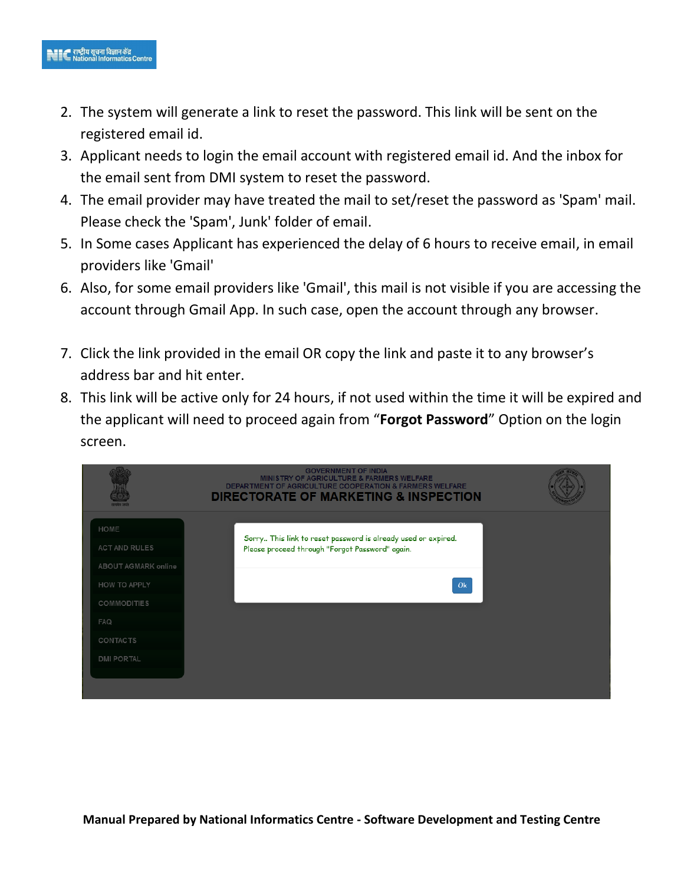2. The system will generate a link to reset the password. This link will be sent on the registered email id.
3. Applicant needs to login the email account with registered email id. And the inbox for the email sent from DMI system to reset the password.
4. The email provider may have treated the mail to set/reset the password as 'Spam' mail. Please check the 'Spam', Junk' folder of email.
5. In Some cases Applicant has experienced the delay of 6 hours to receive email, in email providers like 'Gmail'
6. Also, for some email providers like 'Gmail', this mail is not visible if you are accessing the account through Gmail App. In such case, open the account through any browser.
7. Click the link provided in the email OR copy the link and paste it to any browser's address bar and hit enter.
8. This link will be active only for 24 hours, if not used within the time it will be expired and the applicant will need to proceed again from "**Forgot Password**" Option on the login screen.

GOVERNMENT OF INDIA
MINISTRY OF AGRICULTURE & FARMERS WELFARE
DEPARTMENT OF AGRICULTURE COOPERATION & FARMERS WELFARE
DIRECTORATE OF MARKETING & INSPECTION

- HOME
- ACT AND RULES
- ABOUT AGMARK online
- HOW TO APPLY
- COMMODITIES
- FAQ
- CONTACTS
- DMI PORTAL

Sorry.. This link to reset password is already used or expired.
Please proceed through "Forgot Password" again.

Ok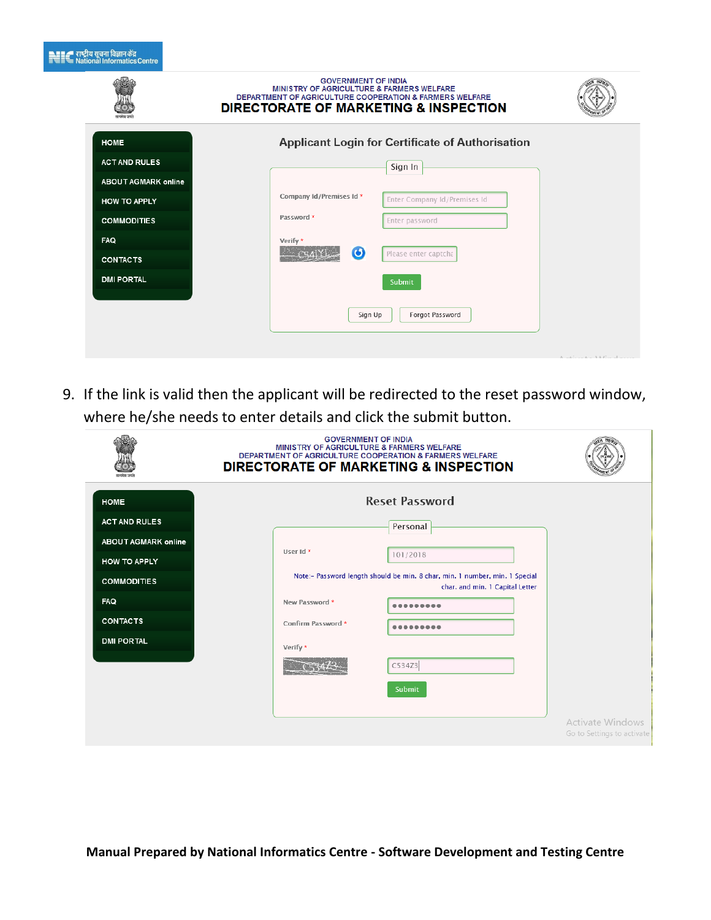9. If the link is valid then the applicant will be redirected to the reset password window, where he/she needs to enter details and click the submit button.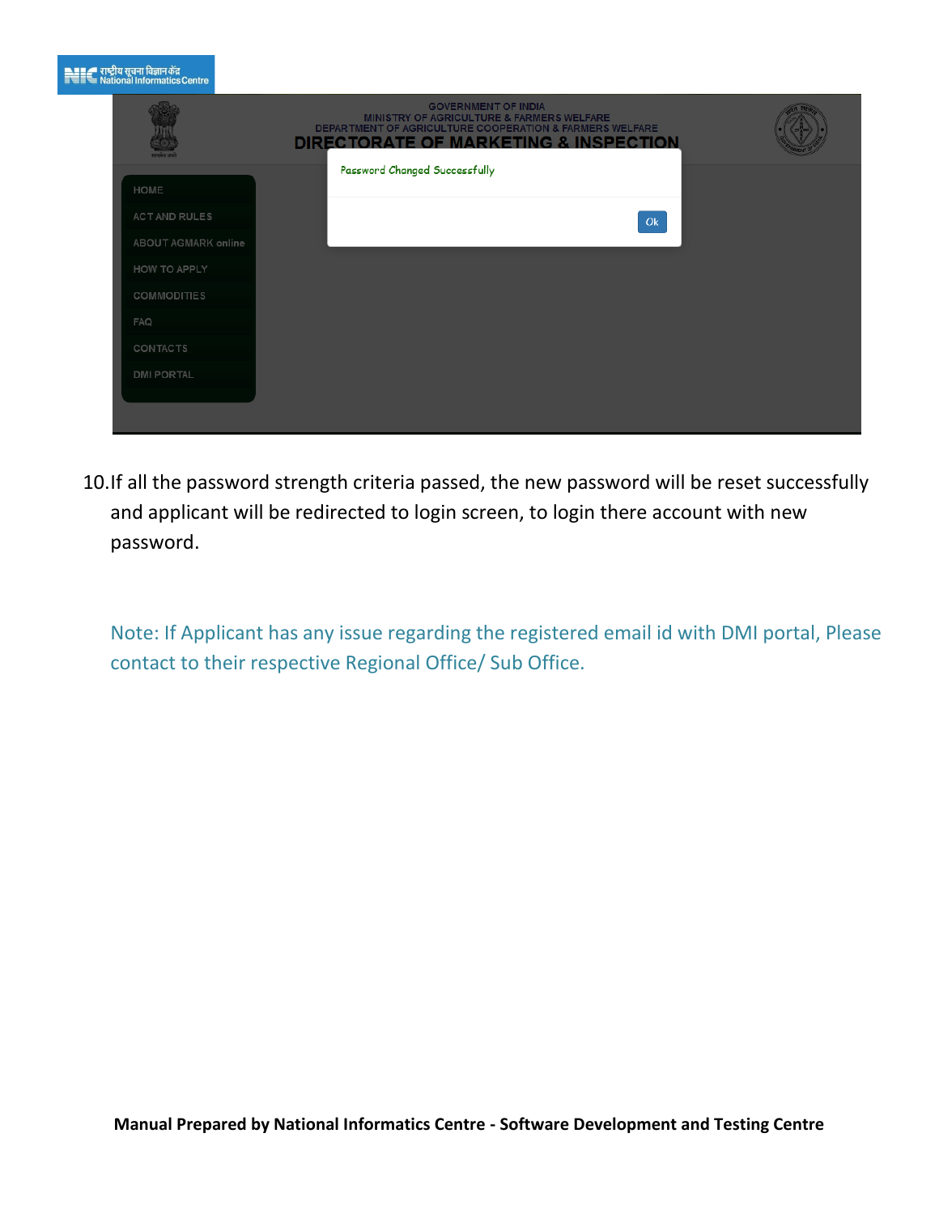10. If all the password strength criteria passed, the new password will be reset successfully and applicant will be redirected to login screen, to login there account with new password.

Note: If Applicant has any issue regarding the registered email id with DMI portal, Please contact to their respective Regional Office/ Sub Office.